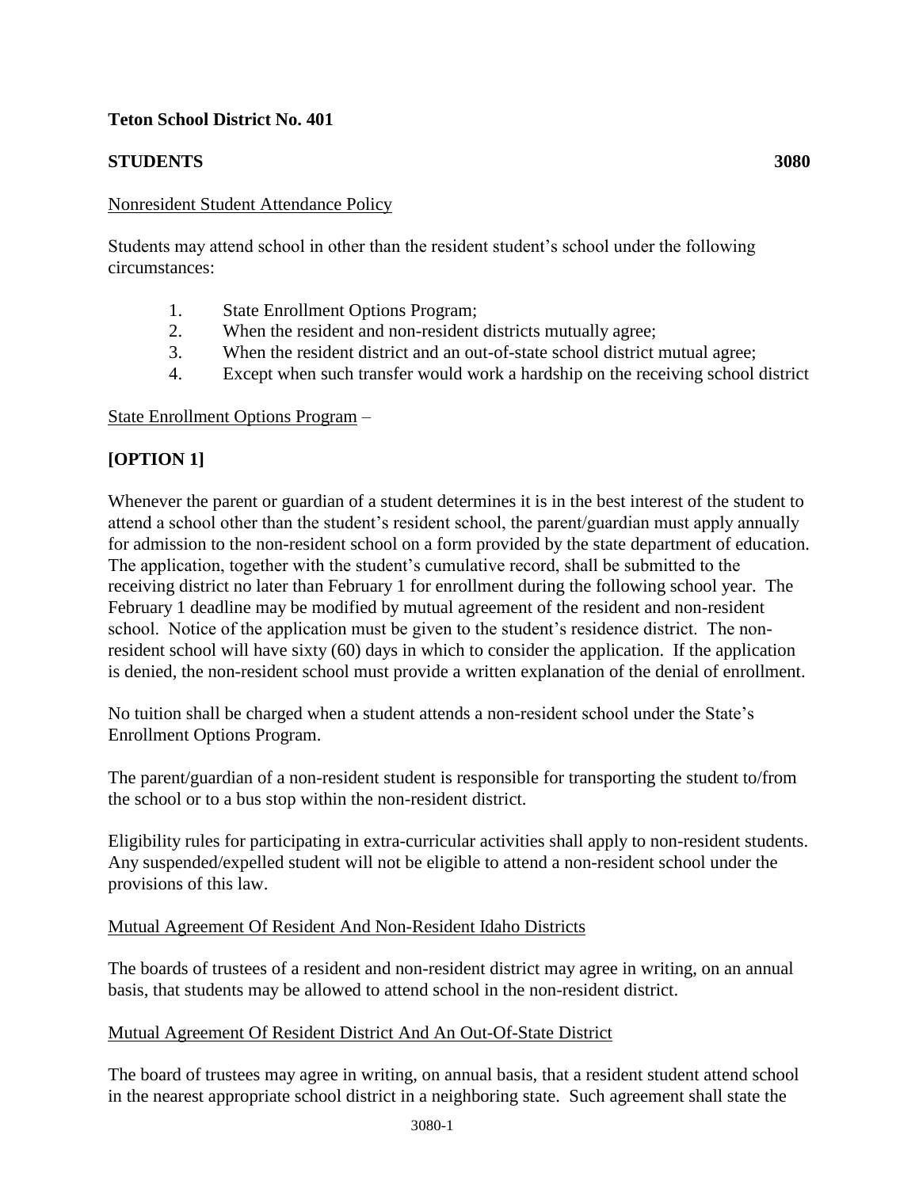**Teton School District No. 401**

**STUDENTS** **3080**

Nonresident Student Attendance Policy

Students may attend school in other than the resident student's school under the following circumstances:

1. State Enrollment Options Program;
2. When the resident and non-resident districts mutually agree;
3. When the resident district and an out-of-state school district mutual agree;
4. Except when such transfer would work a hardship on the receiving school district

State Enrollment Options Program –

**[OPTION 1]**

Whenever the parent or guardian of a student determines it is in the best interest of the student to attend a school other than the student's resident school, the parent/guardian must apply annually for admission to the non-resident school on a form provided by the state department of education. The application, together with the student's cumulative record, shall be submitted to the receiving district no later than February 1 for enrollment during the following school year. The February 1 deadline may be modified by mutual agreement of the resident and non-resident school. Notice of the application must be given to the student's residence district. The non-resident school will have sixty (60) days in which to consider the application. If the application is denied, the non-resident school must provide a written explanation of the denial of enrollment.

No tuition shall be charged when a student attends a non-resident school under the State's Enrollment Options Program.

The parent/guardian of a non-resident student is responsible for transporting the student to/from the school or to a bus stop within the non-resident district.

Eligibility rules for participating in extra-curricular activities shall apply to non-resident students. Any suspended/expelled student will not be eligible to attend a non-resident school under the provisions of this law.

Mutual Agreement Of Resident And Non-Resident Idaho Districts

The boards of trustees of a resident and non-resident district may agree in writing, on an annual basis, that students may be allowed to attend school in the non-resident district.

Mutual Agreement Of Resident District And An Out-Of-State District

The board of trustees may agree in writing, on annual basis, that a resident student attend school in the nearest appropriate school district in a neighboring state. Such agreement shall state the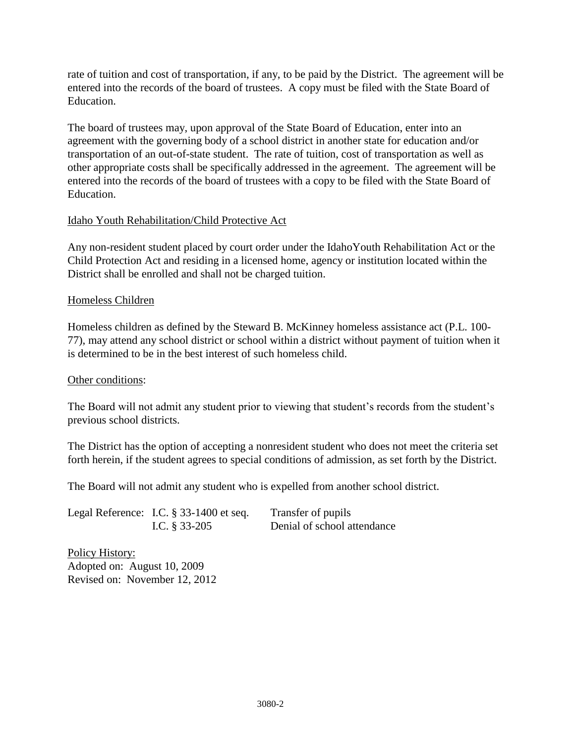rate of tuition and cost of transportation, if any, to be paid by the District. The agreement will be entered into the records of the board of trustees. A copy must be filed with the State Board of Education.

The board of trustees may, upon approval of the State Board of Education, enter into an agreement with the governing body of a school district in another state for education and/or transportation of an out-of-state student. The rate of tuition, cost of transportation as well as other appropriate costs shall be specifically addressed in the agreement. The agreement will be entered into the records of the board of trustees with a copy to be filed with the State Board of Education.

Idaho Youth Rehabilitation/Child Protective Act

Any non-resident student placed by court order under the IdahoYouth Rehabilitation Act or the Child Protection Act and residing in a licensed home, agency or institution located within the District shall be enrolled and shall not be charged tuition.

Homeless Children

Homeless children as defined by the Steward B. McKinney homeless assistance act (P.L. 100-77), may attend any school district or school within a district without payment of tuition when it is determined to be in the best interest of such homeless child.

Other conditions:

The Board will not admit any student prior to viewing that student's records from the student's previous school districts.

The District has the option of accepting a nonresident student who does not meet the criteria set forth herein, if the student agrees to special conditions of admission, as set forth by the District.

The Board will not admit any student who is expelled from another school district.

| | | |
|---|---|---|
| Legal Reference: | I.C. § 33-1400 et seq. | Transfer of pupils |
| | I.C. § 33-205 | Denial of school attendance |

Policy History:
Adopted on: August 10, 2009
Revised on: November 12, 2012